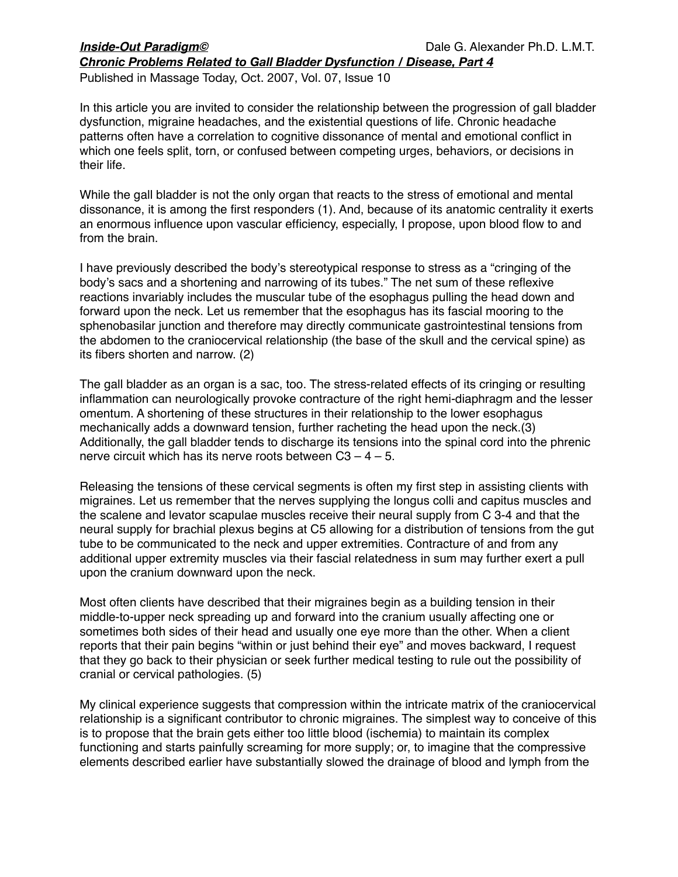***Inside-Out Paradigm©*** Dale G. Alexander Ph.D. L.M.T.

***Chronic Problems Related to Gall Bladder Dysfunction / Disease, Part 4***

Published in Massage Today, Oct. 2007, Vol. 07, Issue 10

In this article you are invited to consider the relationship between the progression of gall bladder dysfunction, migraine headaches, and the existential questions of life. Chronic headache patterns often have a correlation to cognitive dissonance of mental and emotional conflict in which one feels split, torn, or confused between competing urges, behaviors, or decisions in their life.

While the gall bladder is not the only organ that reacts to the stress of emotional and mental dissonance, it is among the first responders (1). And, because of its anatomic centrality it exerts an enormous influence upon vascular efficiency, especially, I propose, upon blood flow to and from the brain.

I have previously described the body's stereotypical response to stress as a "cringing of the body's sacs and a shortening and narrowing of its tubes." The net sum of these reflexive reactions invariably includes the muscular tube of the esophagus pulling the head down and forward upon the neck. Let us remember that the esophagus has its fascial mooring to the sphenobasilar junction and therefore may directly communicate gastrointestinal tensions from the abdomen to the craniocervical relationship (the base of the skull and the cervical spine) as its fibers shorten and narrow. (2)

The gall bladder as an organ is a sac, too. The stress-related effects of its cringing or resulting inflammation can neurologically provoke contracture of the right hemi-diaphragm and the lesser omentum. A shortening of these structures in their relationship to the lower esophagus mechanically adds a downward tension, further racheting the head upon the neck.(3) Additionally, the gall bladder tends to discharge its tensions into the spinal cord into the phrenic nerve circuit which has its nerve roots between C3 – 4 – 5.

Releasing the tensions of these cervical segments is often my first step in assisting clients with migraines. Let us remember that the nerves supplying the longus colli and capitus muscles and the scalene and levator scapulae muscles receive their neural supply from C 3-4 and that the neural supply for brachial plexus begins at C5 allowing for a distribution of tensions from the gut tube to be communicated to the neck and upper extremities. Contracture of and from any additional upper extremity muscles via their fascial relatedness in sum may further exert a pull upon the cranium downward upon the neck.

Most often clients have described that their migraines begin as a building tension in their middle-to-upper neck spreading up and forward into the cranium usually affecting one or sometimes both sides of their head and usually one eye more than the other. When a client reports that their pain begins "within or just behind their eye" and moves backward, I request that they go back to their physician or seek further medical testing to rule out the possibility of cranial or cervical pathologies. (5)

My clinical experience suggests that compression within the intricate matrix of the craniocervical relationship is a significant contributor to chronic migraines. The simplest way to conceive of this is to propose that the brain gets either too little blood (ischemia) to maintain its complex functioning and starts painfully screaming for more supply; or, to imagine that the compressive elements described earlier have substantially slowed the drainage of blood and lymph from the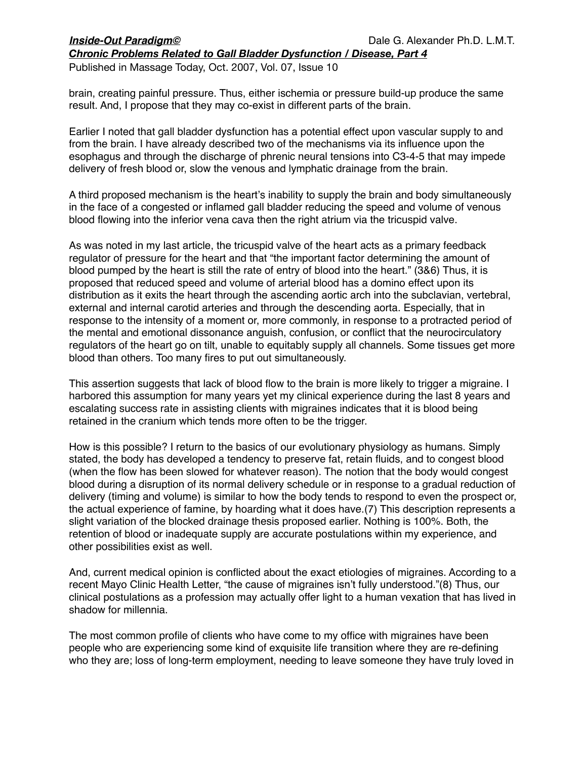brain, creating painful pressure. Thus, either ischemia or pressure build-up produce the same result. And, I propose that they may co-exist in different parts of the brain.

Earlier I noted that gall bladder dysfunction has a potential effect upon vascular supply to and from the brain. I have already described two of the mechanisms via its influence upon the esophagus and through the discharge of phrenic neural tensions into C3-4-5 that may impede delivery of fresh blood or, slow the venous and lymphatic drainage from the brain.

A third proposed mechanism is the heart's inability to supply the brain and body simultaneously in the face of a congested or inflamed gall bladder reducing the speed and volume of venous blood flowing into the inferior vena cava then the right atrium via the tricuspid valve.

As was noted in my last article, the tricuspid valve of the heart acts as a primary feedback regulator of pressure for the heart and that "the important factor determining the amount of blood pumped by the heart is still the rate of entry of blood into the heart." (3&6) Thus, it is proposed that reduced speed and volume of arterial blood has a domino effect upon its distribution as it exits the heart through the ascending aortic arch into the subclavian, vertebral, external and internal carotid arteries and through the descending aorta. Especially, that in response to the intensity of a moment or, more commonly, in response to a protracted period of the mental and emotional dissonance anguish, confusion, or conflict that the neurocirculatory regulators of the heart go on tilt, unable to equitably supply all channels. Some tissues get more blood than others. Too many fires to put out simultaneously.

This assertion suggests that lack of blood flow to the brain is more likely to trigger a migraine. I harbored this assumption for many years yet my clinical experience during the last 8 years and escalating success rate in assisting clients with migraines indicates that it is blood being retained in the cranium which tends more often to be the trigger.

How is this possible? I return to the basics of our evolutionary physiology as humans. Simply stated, the body has developed a tendency to preserve fat, retain fluids, and to congest blood (when the flow has been slowed for whatever reason). The notion that the body would congest blood during a disruption of its normal delivery schedule or in response to a gradual reduction of delivery (timing and volume) is similar to how the body tends to respond to even the prospect or, the actual experience of famine, by hoarding what it does have.(7) This description represents a slight variation of the blocked drainage thesis proposed earlier. Nothing is 100%. Both, the retention of blood or inadequate supply are accurate postulations within my experience, and other possibilities exist as well.

And, current medical opinion is conflicted about the exact etiologies of migraines. According to a recent Mayo Clinic Health Letter, "the cause of migraines isn't fully understood."(8) Thus, our clinical postulations as a profession may actually offer light to a human vexation that has lived in shadow for millennia.

The most common profile of clients who have come to my office with migraines have been people who are experiencing some kind of exquisite life transition where they are re-defining who they are; loss of long-term employment, needing to leave someone they have truly loved in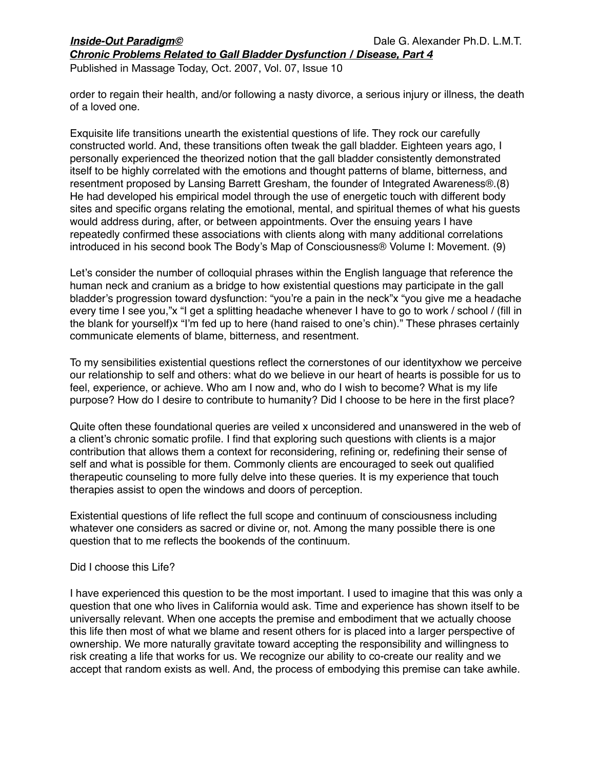order to regain their health, and/or following a nasty divorce, a serious injury or illness, the death of a loved one.

Exquisite life transitions unearth the existential questions of life. They rock our carefully constructed world. And, these transitions often tweak the gall bladder. Eighteen years ago, I personally experienced the theorized notion that the gall bladder consistently demonstrated itself to be highly correlated with the emotions and thought patterns of blame, bitterness, and resentment proposed by Lansing Barrett Gresham, the founder of Integrated Awareness®.(8) He had developed his empirical model through the use of energetic touch with different body sites and specific organs relating the emotional, mental, and spiritual themes of what his guests would address during, after, or between appointments. Over the ensuing years I have repeatedly confirmed these associations with clients along with many additional correlations introduced in his second book The Body's Map of Consciousness® Volume I: Movement. (9)

Let's consider the number of colloquial phrases within the English language that reference the human neck and cranium as a bridge to how existential questions may participate in the gall bladder's progression toward dysfunction: "you're a pain in the neck"x "you give me a headache every time I see you,"x "I get a splitting headache whenever I have to go to work / school / (fill in the blank for yourself)x "I'm fed up to here (hand raised to one's chin)." These phrases certainly communicate elements of blame, bitterness, and resentment.

To my sensibilities existential questions reflect the cornerstones of our identityxhow we perceive our relationship to self and others: what do we believe in our heart of hearts is possible for us to feel, experience, or achieve. Who am I now and, who do I wish to become? What is my life purpose? How do I desire to contribute to humanity? Did I choose to be here in the first place?

Quite often these foundational queries are veiled x unconsidered and unanswered in the web of a client's chronic somatic profile. I find that exploring such questions with clients is a major contribution that allows them a context for reconsidering, refining or, redefining their sense of self and what is possible for them. Commonly clients are encouraged to seek out qualified therapeutic counseling to more fully delve into these queries. It is my experience that touch therapies assist to open the windows and doors of perception.

Existential questions of life reflect the full scope and continuum of consciousness including whatever one considers as sacred or divine or, not. Among the many possible there is one question that to me reflects the bookends of the continuum.

Did I choose this Life?

I have experienced this question to be the most important. I used to imagine that this was only a question that one who lives in California would ask. Time and experience has shown itself to be universally relevant. When one accepts the premise and embodiment that we actually choose this life then most of what we blame and resent others for is placed into a larger perspective of ownership. We more naturally gravitate toward accepting the responsibility and willingness to risk creating a life that works for us. We recognize our ability to co-create our reality and we accept that random exists as well. And, the process of embodying this premise can take awhile.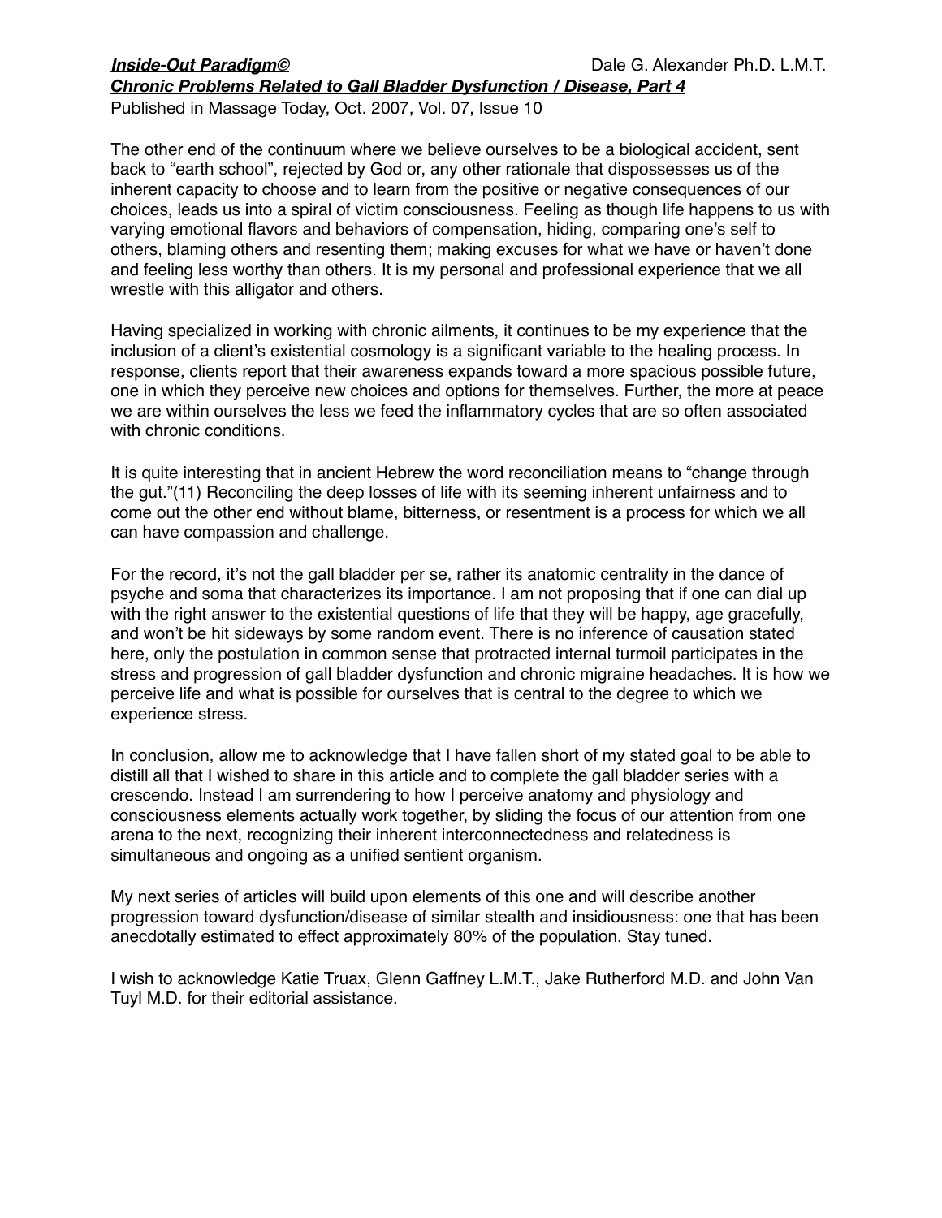The other end of the continuum where we believe ourselves to be a biological accident, sent back to "earth school", rejected by God or, any other rationale that dispossesses us of the inherent capacity to choose and to learn from the positive or negative consequences of our choices, leads us into a spiral of victim consciousness. Feeling as though life happens to us with varying emotional flavors and behaviors of compensation, hiding, comparing one's self to others, blaming others and resenting them; making excuses for what we have or haven't done and feeling less worthy than others. It is my personal and professional experience that we all wrestle with this alligator and others.

Having specialized in working with chronic ailments, it continues to be my experience that the inclusion of a client's existential cosmology is a significant variable to the healing process. In response, clients report that their awareness expands toward a more spacious possible future, one in which they perceive new choices and options for themselves. Further, the more at peace we are within ourselves the less we feed the inflammatory cycles that are so often associated with chronic conditions.

It is quite interesting that in ancient Hebrew the word reconciliation means to "change through the gut."(11) Reconciling the deep losses of life with its seeming inherent unfairness and to come out the other end without blame, bitterness, or resentment is a process for which we all can have compassion and challenge.

For the record, it's not the gall bladder per se, rather its anatomic centrality in the dance of psyche and soma that characterizes its importance. I am not proposing that if one can dial up with the right answer to the existential questions of life that they will be happy, age gracefully, and won't be hit sideways by some random event. There is no inference of causation stated here, only the postulation in common sense that protracted internal turmoil participates in the stress and progression of gall bladder dysfunction and chronic migraine headaches. It is how we perceive life and what is possible for ourselves that is central to the degree to which we experience stress.

In conclusion, allow me to acknowledge that I have fallen short of my stated goal to be able to distill all that I wished to share in this article and to complete the gall bladder series with a crescendo. Instead I am surrendering to how I perceive anatomy and physiology and consciousness elements actually work together, by sliding the focus of our attention from one arena to the next, recognizing their inherent interconnectedness and relatedness is simultaneous and ongoing as a unified sentient organism.

My next series of articles will build upon elements of this one and will describe another progression toward dysfunction/disease of similar stealth and insidiousness: one that has been anecdotally estimated to effect approximately 80% of the population. Stay tuned.

I wish to acknowledge Katie Truax, Glenn Gaffney L.M.T., Jake Rutherford M.D. and John Van Tuyl M.D. for their editorial assistance.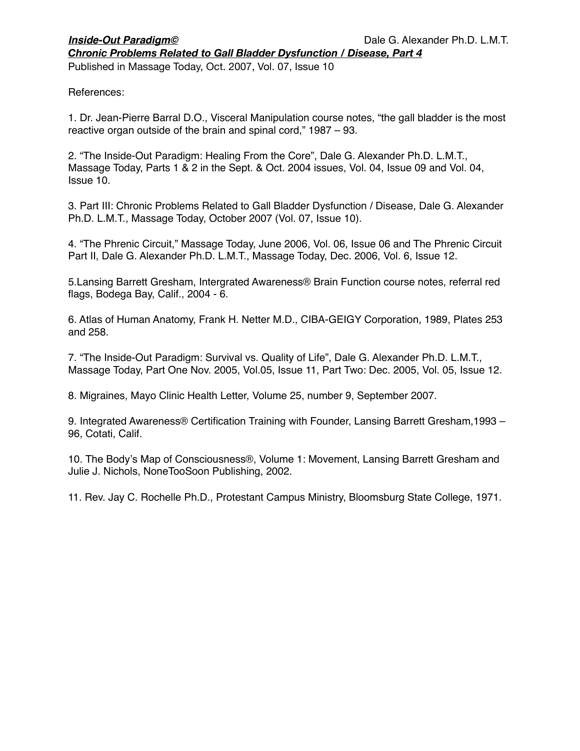***Inside-Out Paradigm©*** Dale G. Alexander Ph.D. L.M.T.

***Chronic Problems Related to Gall Bladder Dysfunction / Disease, Part 4***

Published in Massage Today, Oct. 2007, Vol. 07, Issue 10

References:

1. Dr. Jean-Pierre Barral D.O., Visceral Manipulation course notes, "the gall bladder is the most reactive organ outside of the brain and spinal cord," 1987 – 93.

2. "The Inside-Out Paradigm: Healing From the Core", Dale G. Alexander Ph.D. L.M.T., Massage Today, Parts 1 & 2 in the Sept. & Oct. 2004 issues, Vol. 04, Issue 09 and Vol. 04, Issue 10.

3. Part III: Chronic Problems Related to Gall Bladder Dysfunction / Disease, Dale G. Alexander Ph.D. L.M.T., Massage Today, October 2007 (Vol. 07, Issue 10).

4. "The Phrenic Circuit," Massage Today, June 2006, Vol. 06, Issue 06 and The Phrenic Circuit Part II, Dale G. Alexander Ph.D. L.M.T., Massage Today, Dec. 2006, Vol. 6, Issue 12.

5.Lansing Barrett Gresham, Intergrated Awareness® Brain Function course notes, referral red flags, Bodega Bay, Calif., 2004 - 6.

6. Atlas of Human Anatomy, Frank H. Netter M.D., CIBA-GEIGY Corporation, 1989, Plates 253 and 258.

7. "The Inside-Out Paradigm: Survival vs. Quality of Life", Dale G. Alexander Ph.D. L.M.T., Massage Today, Part One Nov. 2005, Vol.05, Issue 11, Part Two: Dec. 2005, Vol. 05, Issue 12.

8. Migraines, Mayo Clinic Health Letter, Volume 25, number 9, September 2007.

9. Integrated Awareness® Certification Training with Founder, Lansing Barrett Gresham,1993 – 96, Cotati, Calif.

10. The Body's Map of Consciousness®, Volume 1: Movement, Lansing Barrett Gresham and Julie J. Nichols, NoneTooSoon Publishing, 2002.

11. Rev. Jay C. Rochelle Ph.D., Protestant Campus Ministry, Bloomsburg State College, 1971.